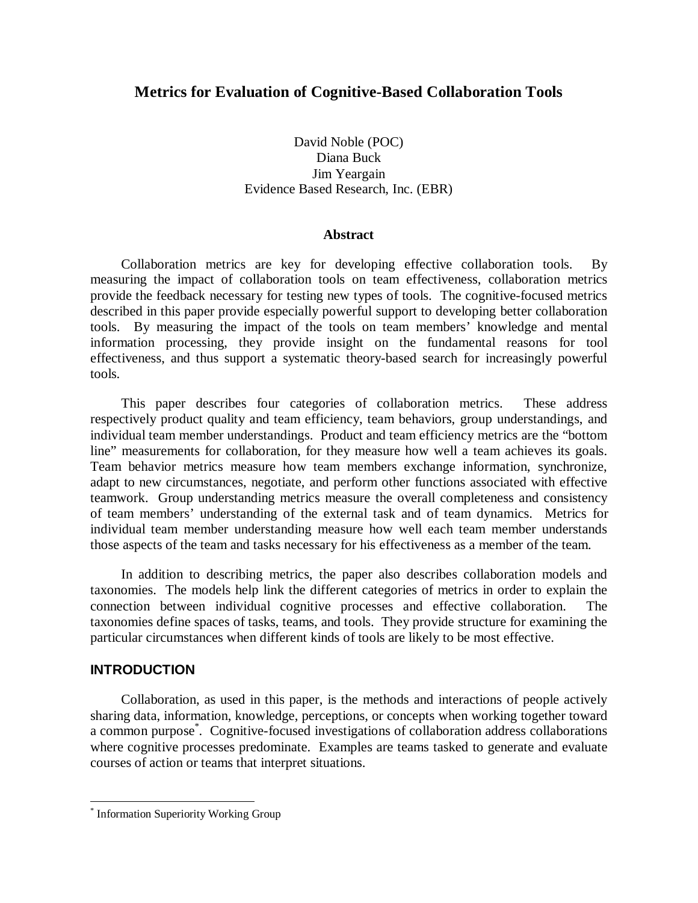# Metrics for Evaluation of Cognitive-Based Collaboration Tools

David Noble (POC)
Diana Buck
Jim Yeargain
Evidence Based Research, Inc. (EBR)

### Abstract

Collaboration metrics are key for developing effective collaboration tools. By measuring the impact of collaboration tools on team effectiveness, collaboration metrics provide the feedback necessary for testing new types of tools. The cognitive-focused metrics described in this paper provide especially powerful support to developing better collaboration tools. By measuring the impact of the tools on team members' knowledge and mental information processing, they provide insight on the fundamental reasons for tool effectiveness, and thus support a systematic theory-based search for increasingly powerful tools.

This paper describes four categories of collaboration metrics. These address respectively product quality and team efficiency, team behaviors, group understandings, and individual team member understandings. Product and team efficiency metrics are the "bottom line" measurements for collaboration, for they measure how well a team achieves its goals. Team behavior metrics measure how team members exchange information, synchronize, adapt to new circumstances, negotiate, and perform other functions associated with effective teamwork. Group understanding metrics measure the overall completeness and consistency of team members' understanding of the external task and of team dynamics. Metrics for individual team member understanding measure how well each team member understands those aspects of the team and tasks necessary for his effectiveness as a member of the team.

In addition to describing metrics, the paper also describes collaboration models and taxonomies. The models help link the different categories of metrics in order to explain the connection between individual cognitive processes and effective collaboration. The taxonomies define spaces of tasks, teams, and tools. They provide structure for examining the particular circumstances when different kinds of tools are likely to be most effective.

## INTRODUCTION

Collaboration, as used in this paper, is the methods and interactions of people actively sharing data, information, knowledge, perceptions, or concepts when working together toward a common purpose[*]. Cognitive-focused investigations of collaboration address collaborations where cognitive processes predominate. Examples are teams tasked to generate and evaluate courses of action or teams that interpret situations.

[*] Information Superiority Working Group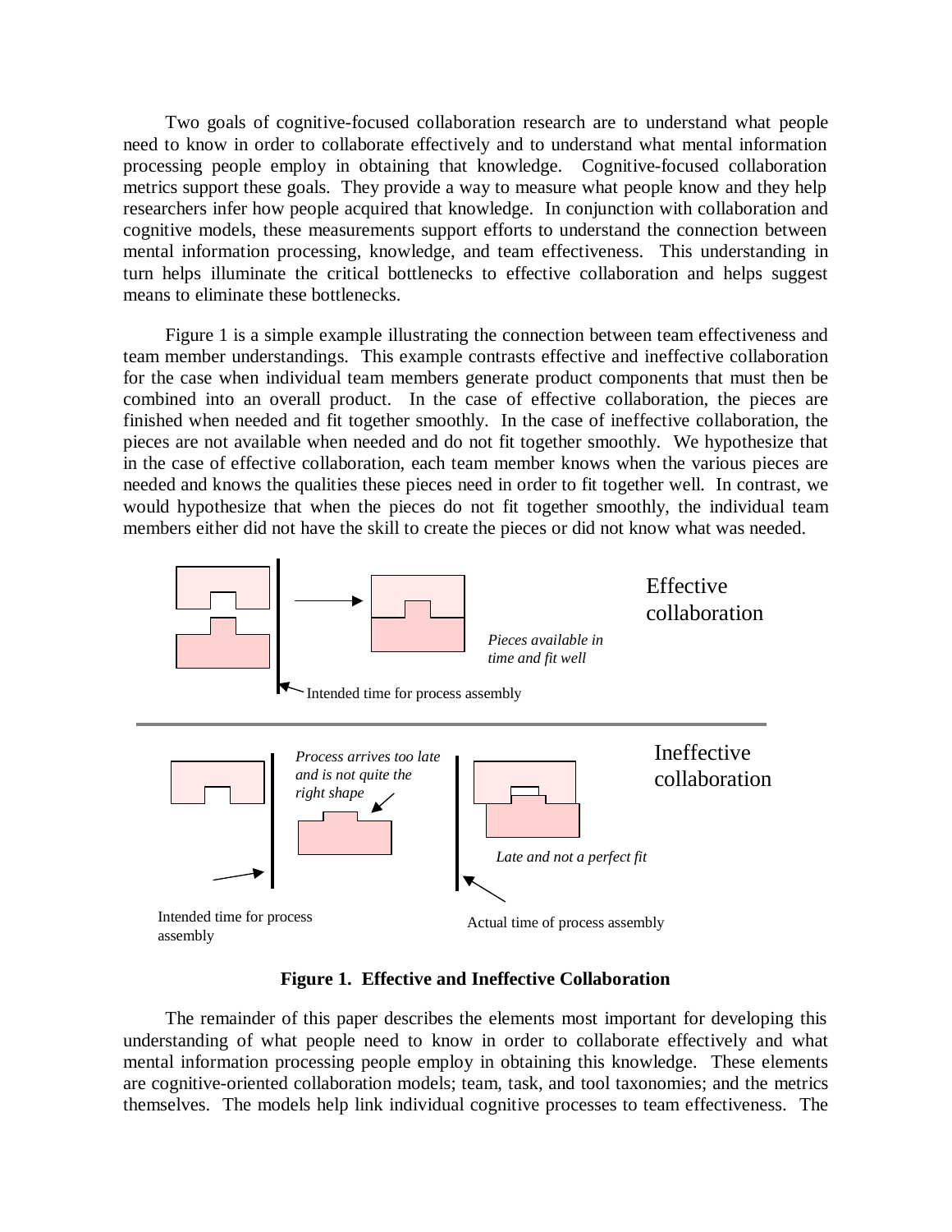Two goals of cognitive-focused collaboration research are to understand what people need to know in order to collaborate effectively and to understand what mental information processing people employ in obtaining that knowledge. Cognitive-focused collaboration metrics support these goals. They provide a way to measure what people know and they help researchers infer how people acquired that knowledge. In conjunction with collaboration and cognitive models, these measurements support efforts to understand the connection between mental information processing, knowledge, and team effectiveness. This understanding in turn helps illuminate the critical bottlenecks to effective collaboration and helps suggest means to eliminate these bottlenecks.

Figure 1 is a simple example illustrating the connection between team effectiveness and team member understandings. This example contrasts effective and ineffective collaboration for the case when individual team members generate product components that must then be combined into an overall product. In the case of effective collaboration, the pieces are finished when needed and fit together smoothly. In the case of ineffective collaboration, the pieces are not available when needed and do not fit together smoothly. We hypothesize that in the case of effective collaboration, each team member knows when the various pieces are needed and knows the qualities these pieces need in order to fit together well. In contrast, we would hypothesize that when the pieces do not fit together smoothly, the individual team members either did not have the skill to create the pieces or did not know what was needed.

Effective collaboration

*Pieces available in time and fit well*

Intended time for process assembly

Ineffective collaboration

*Process arrives too late and is not quite the right shape*

*Late and not a perfect fit*

Intended time for process assembly

Actual time of process assembly

**Figure 1. Effective and Ineffective Collaboration**

The remainder of this paper describes the elements most important for developing this understanding of what people need to know in order to collaborate effectively and what mental information processing people employ in obtaining this knowledge. These elements are cognitive-oriented collaboration models; team, task, and tool taxonomies; and the metrics themselves. The models help link individual cognitive processes to team effectiveness. The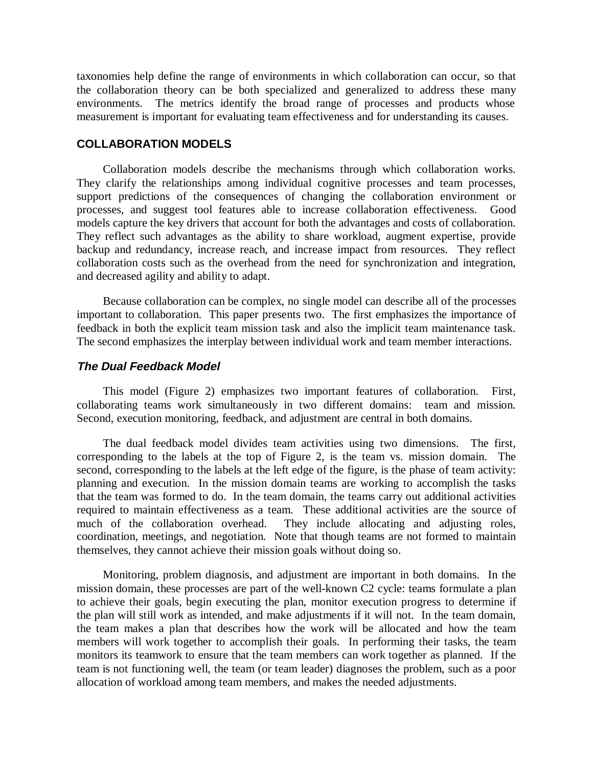taxonomies help define the range of environments in which collaboration can occur, so that the collaboration theory can be both specialized and generalized to address these many environments. The metrics identify the broad range of processes and products whose measurement is important for evaluating team effectiveness and for understanding its causes.

## COLLABORATION MODELS

Collaboration models describe the mechanisms through which collaboration works. They clarify the relationships among individual cognitive processes and team processes, support predictions of the consequences of changing the collaboration environment or processes, and suggest tool features able to increase collaboration effectiveness. Good models capture the key drivers that account for both the advantages and costs of collaboration. They reflect such advantages as the ability to share workload, augment expertise, provide backup and redundancy, increase reach, and increase impact from resources. They reflect collaboration costs such as the overhead from the need for synchronization and integration, and decreased agility and ability to adapt.

Because collaboration can be complex, no single model can describe all of the processes important to collaboration. This paper presents two. The first emphasizes the importance of feedback in both the explicit team mission task and also the implicit team maintenance task. The second emphasizes the interplay between individual work and team member interactions.

### *The Dual Feedback Model*

This model (Figure 2) emphasizes two important features of collaboration. First, collaborating teams work simultaneously in two different domains: team and mission. Second, execution monitoring, feedback, and adjustment are central in both domains.

The dual feedback model divides team activities using two dimensions. The first, corresponding to the labels at the top of Figure 2, is the team vs. mission domain. The second, corresponding to the labels at the left edge of the figure, is the phase of team activity: planning and execution. In the mission domain teams are working to accomplish the tasks that the team was formed to do. In the team domain, the teams carry out additional activities required to maintain effectiveness as a team. These additional activities are the source of much of the collaboration overhead. They include allocating and adjusting roles, coordination, meetings, and negotiation. Note that though teams are not formed to maintain themselves, they cannot achieve their mission goals without doing so.

Monitoring, problem diagnosis, and adjustment are important in both domains. In the mission domain, these processes are part of the well-known C2 cycle: teams formulate a plan to achieve their goals, begin executing the plan, monitor execution progress to determine if the plan will still work as intended, and make adjustments if it will not. In the team domain, the team makes a plan that describes how the work will be allocated and how the team members will work together to accomplish their goals. In performing their tasks, the team monitors its teamwork to ensure that the team members can work together as planned. If the team is not functioning well, the team (or team leader) diagnoses the problem, such as a poor allocation of workload among team members, and makes the needed adjustments.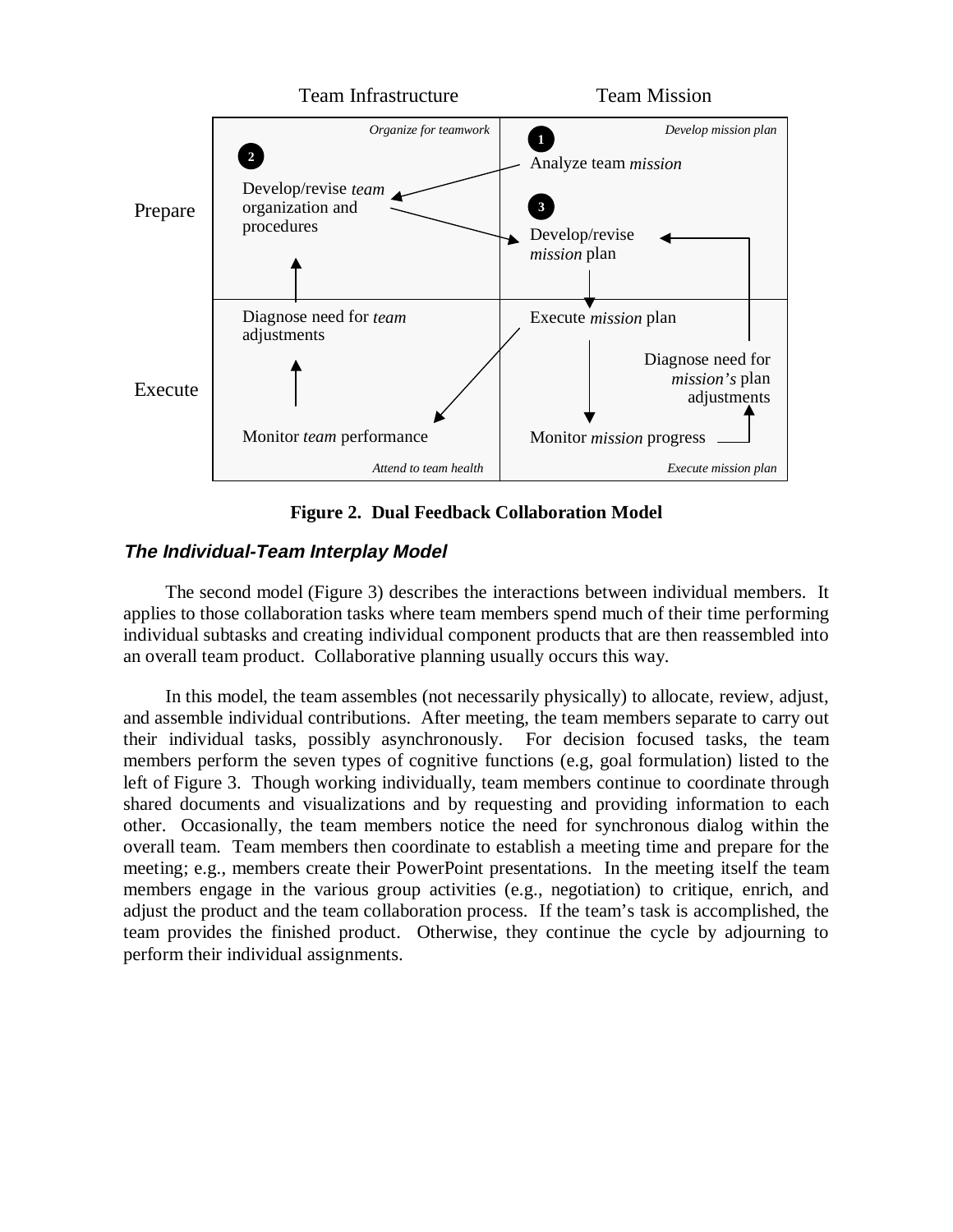Figure 2. Dual Feedback Collaboration Model

### *The Individual-Team Interplay Model*

The second model (Figure 3) describes the interactions between individual members. It applies to those collaboration tasks where team members spend much of their time performing individual subtasks and creating individual component products that are then reassembled into an overall team product. Collaborative planning usually occurs this way.

In this model, the team assembles (not necessarily physically) to allocate, review, adjust, and assemble individual contributions. After meeting, the team members separate to carry out their individual tasks, possibly asynchronously. For decision focused tasks, the team members perform the seven types of cognitive functions (e.g, goal formulation) listed to the left of Figure 3. Though working individually, team members continue to coordinate through shared documents and visualizations and by requesting and providing information to each other. Occasionally, the team members notice the need for synchronous dialog within the overall team. Team members then coordinate to establish a meeting time and prepare for the meeting; e.g., members create their PowerPoint presentations. In the meeting itself the team members engage in the various group activities (e.g., negotiation) to critique, enrich, and adjust the product and the team collaboration process. If the team's task is accomplished, the team provides the finished product. Otherwise, they continue the cycle by adjourning to perform their individual assignments.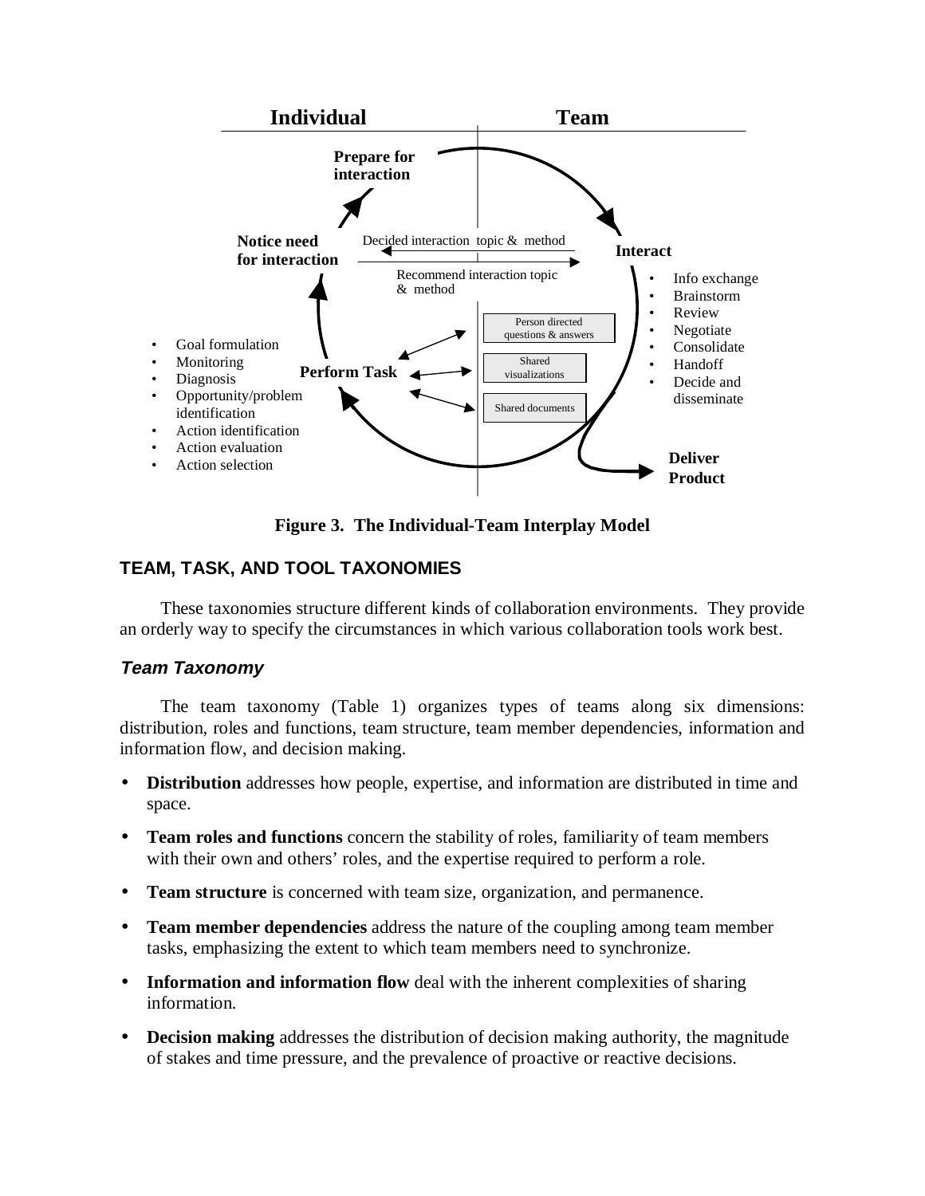**Figure 3. The Individual-Team Interplay Model**

## TEAM, TASK, AND TOOL TAXONOMIES

These taxonomies structure different kinds of collaboration environments. They provide an orderly way to specify the circumstances in which various collaboration tools work best.

### *Team Taxonomy*

The team taxonomy (Table 1) organizes types of teams along six dimensions: distribution, roles and functions, team structure, team member dependencies, information and information flow, and decision making.

- **Distribution** addresses how people, expertise, and information are distributed in time and space.
- **Team roles and functions** concern the stability of roles, familiarity of team members with their own and others' roles, and the expertise required to perform a role.
- **Team structure** is concerned with team size, organization, and permanence.
- **Team member dependencies** address the nature of the coupling among team member tasks, emphasizing the extent to which team members need to synchronize.
- **Information and information flow** deal with the inherent complexities of sharing information.
- **Decision making** addresses the distribution of decision making authority, the magnitude of stakes and time pressure, and the prevalence of proactive or reactive decisions.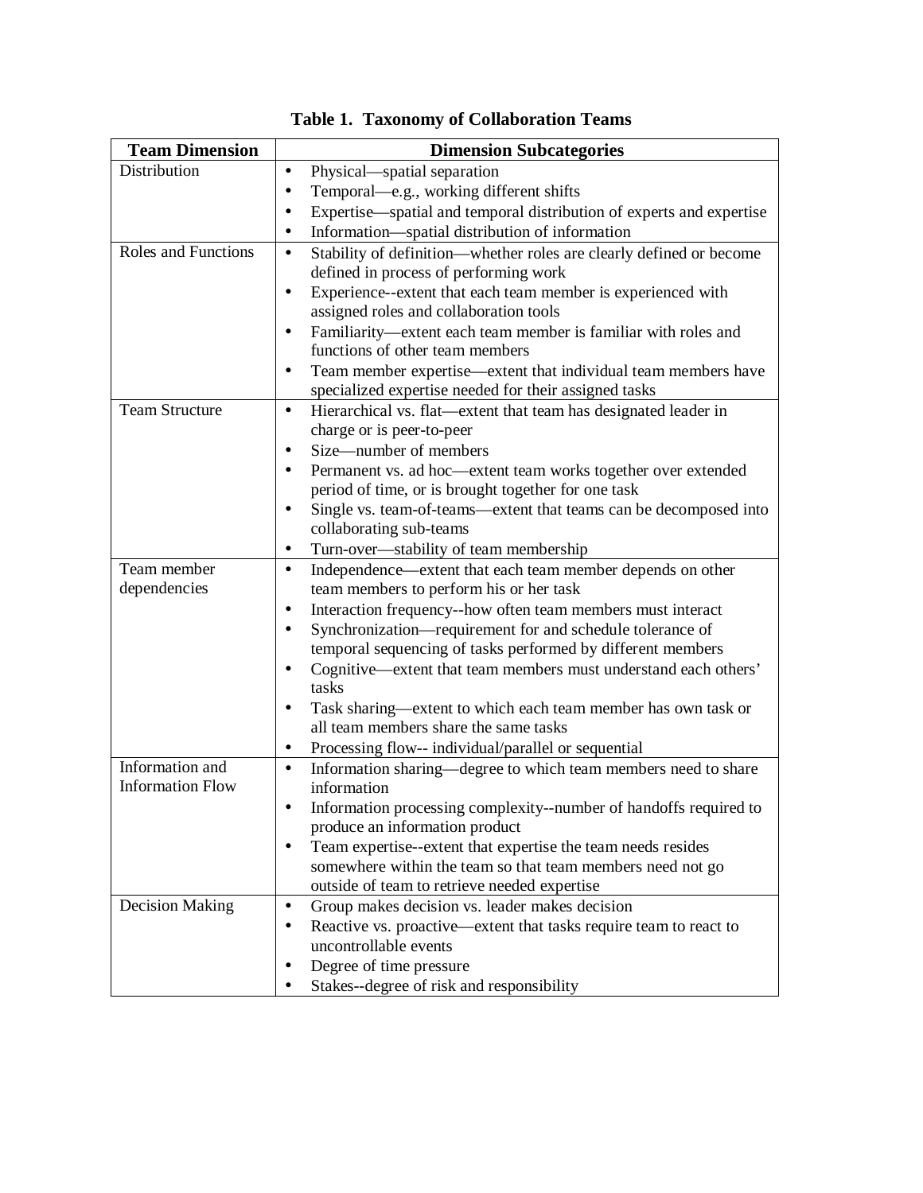**Table 1. Taxonomy of Collaboration Teams**

| Team Dimension | Dimension Subcategories |
|---|---|
| Distribution | • Physical—spatial separation<br>• Temporal—e.g., working different shifts<br>• Expertise—spatial and temporal distribution of experts and expertise<br>• Information—spatial distribution of information |
| Roles and Functions | • Stability of definition—whether roles are clearly defined or become defined in process of performing work<br>• Experience--extent that each team member is experienced with assigned roles and collaboration tools<br>• Familiarity—extent each team member is familiar with roles and functions of other team members<br>• Team member expertise—extent that individual team members have specialized expertise needed for their assigned tasks |
| Team Structure | • Hierarchical vs. flat—extent that team has designated leader in charge or is peer-to-peer<br>• Size—number of members<br>• Permanent vs. ad hoc—extent team works together over extended period of time, or is brought together for one task<br>• Single vs. team-of-teams—extent that teams can be decomposed into collaborating sub-teams<br>• Turn-over—stability of team membership |
| Team member dependencies | • Independence—extent that each team member depends on other team members to perform his or her task<br>• Interaction frequency--how often team members must interact<br>• Synchronization—requirement for and schedule tolerance of temporal sequencing of tasks performed by different members<br>• Cognitive—extent that team members must understand each others' tasks<br>• Task sharing—extent to which each team member has own task or all team members share the same tasks<br>• Processing flow-- individual/parallel or sequential |
| Information and Information Flow | • Information sharing—degree to which team members need to share information<br>• Information processing complexity--number of handoffs required to produce an information product<br>• Team expertise--extent that expertise the team needs resides somewhere within the team so that team members need not go outside of team to retrieve needed expertise |
| Decision Making | • Group makes decision vs. leader makes decision<br>• Reactive vs. proactive—extent that tasks require team to react to uncontrollable events<br>• Degree of time pressure<br>• Stakes--degree of risk and responsibility |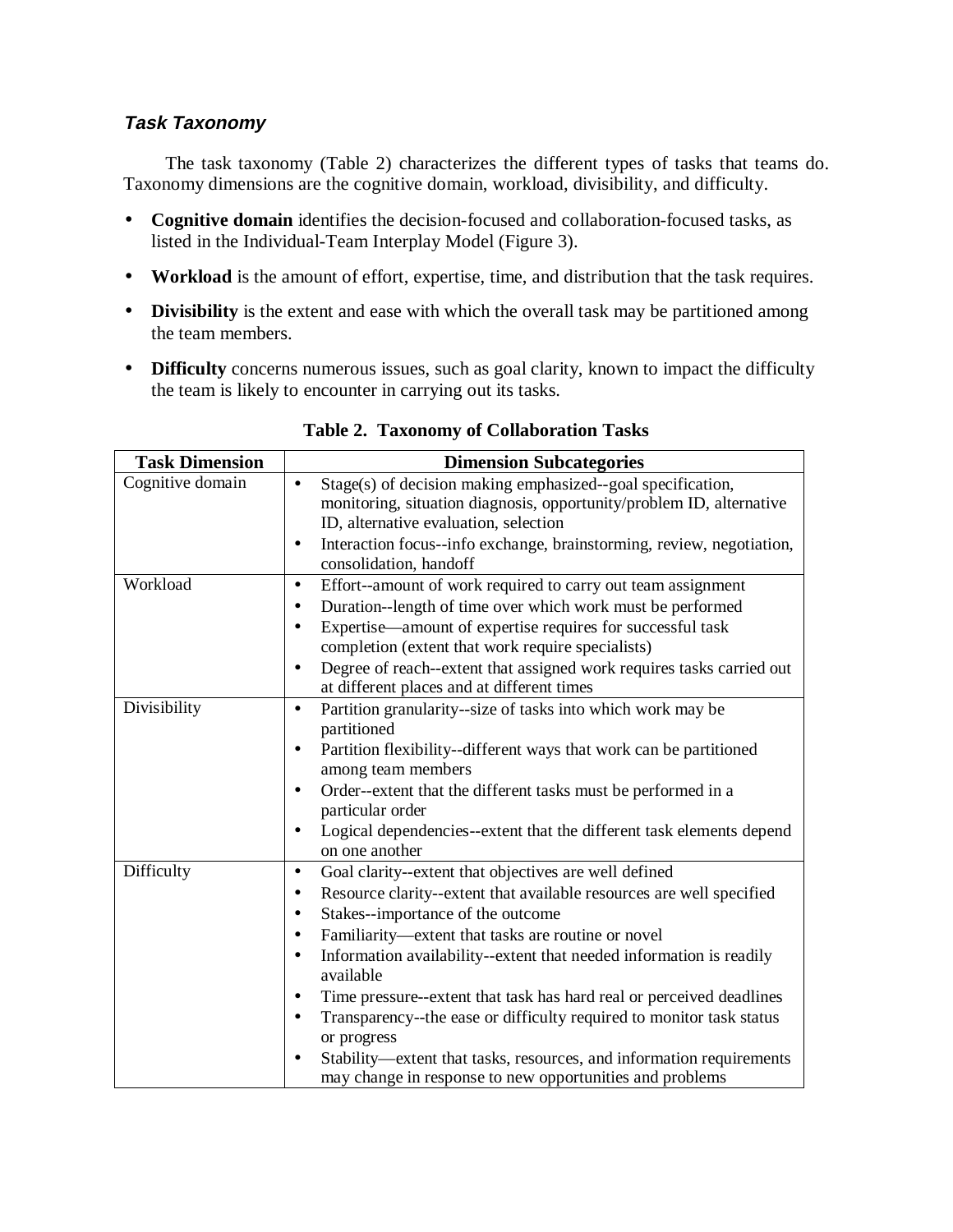### *Task Taxonomy*

The task taxonomy (Table 2) characterizes the different types of tasks that teams do. Taxonomy dimensions are the cognitive domain, workload, divisibility, and difficulty.

- **Cognitive domain** identifies the decision-focused and collaboration-focused tasks, as listed in the Individual-Team Interplay Model (Figure 3).
- **Workload** is the amount of effort, expertise, time, and distribution that the task requires.
- **Divisibility** is the extent and ease with which the overall task may be partitioned among the team members.
- **Difficulty** concerns numerous issues, such as goal clarity, known to impact the difficulty the team is likely to encounter in carrying out its tasks.

**Table 2. Taxonomy of Collaboration Tasks**

| Task Dimension | Dimension Subcategories |
|---|---|
| Cognitive domain | • Stage(s) of decision making emphasized--goal specification, monitoring, situation diagnosis, opportunity/problem ID, alternative ID, alternative evaluation, selection<br>• Interaction focus--info exchange, brainstorming, review, negotiation, consolidation, handoff |
| Workload | • Effort--amount of work required to carry out team assignment<br>• Duration--length of time over which work must be performed<br>• Expertise—amount of expertise requires for successful task completion (extent that work require specialists)<br>• Degree of reach--extent that assigned work requires tasks carried out at different places and at different times |
| Divisibility | • Partition granularity--size of tasks into which work may be partitioned<br>• Partition flexibility--different ways that work can be partitioned among team members<br>• Order--extent that the different tasks must be performed in a particular order<br>• Logical dependencies--extent that the different task elements depend on one another |
| Difficulty | • Goal clarity--extent that objectives are well defined<br>• Resource clarity--extent that available resources are well specified<br>• Stakes--importance of the outcome<br>• Familiarity—extent that tasks are routine or novel<br>• Information availability--extent that needed information is readily available<br>• Time pressure--extent that task has hard real or perceived deadlines<br>• Transparency--the ease or difficulty required to monitor task status or progress<br>• Stability—extent that tasks, resources, and information requirements may change in response to new opportunities and problems |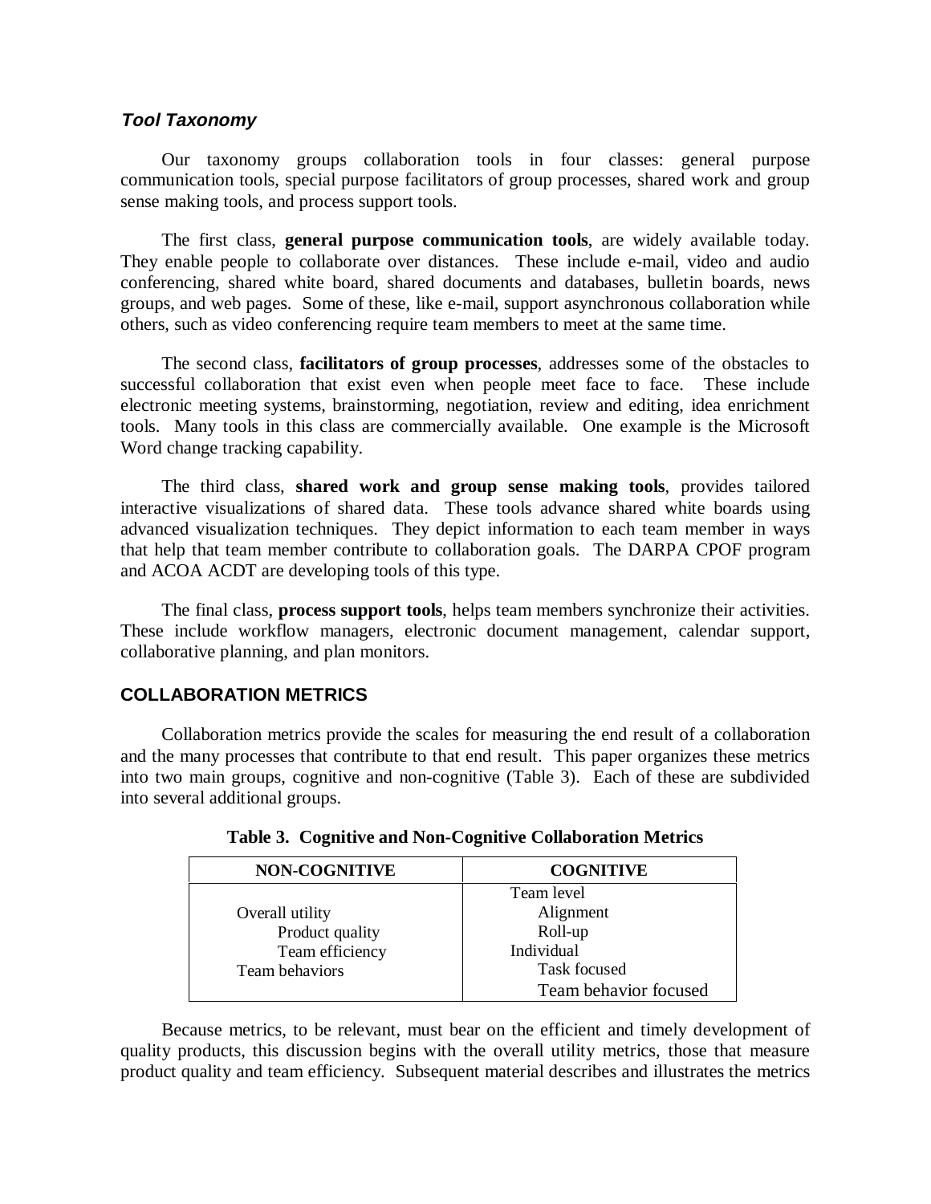### *Tool Taxonomy*

Our taxonomy groups collaboration tools in four classes: general purpose communication tools, special purpose facilitators of group processes, shared work and group sense making tools, and process support tools.

The first class, **general purpose communication tools**, are widely available today. They enable people to collaborate over distances. These include e-mail, video and audio conferencing, shared white board, shared documents and databases, bulletin boards, news groups, and web pages. Some of these, like e-mail, support asynchronous collaboration while others, such as video conferencing require team members to meet at the same time.

The second class, **facilitators of group processes**, addresses some of the obstacles to successful collaboration that exist even when people meet face to face. These include electronic meeting systems, brainstorming, negotiation, review and editing, idea enrichment tools. Many tools in this class are commercially available. One example is the Microsoft Word change tracking capability.

The third class, **shared work and group sense making tools**, provides tailored interactive visualizations of shared data. These tools advance shared white boards using advanced visualization techniques. They depict information to each team member in ways that help that team member contribute to collaboration goals. The DARPA CPOF program and ACOA ACDT are developing tools of this type.

The final class, **process support tools**, helps team members synchronize their activities. These include workflow managers, electronic document management, calendar support, collaborative planning, and plan monitors.

## COLLABORATION METRICS

Collaboration metrics provide the scales for measuring the end result of a collaboration and the many processes that contribute to that end result. This paper organizes these metrics into two main groups, cognitive and non-cognitive (Table 3). Each of these are subdivided into several additional groups.

**Table 3. Cognitive and Non-Cognitive Collaboration Metrics**

| NON-COGNITIVE | COGNITIVE |
|---|---|
| | Team level |
| Overall utility | Alignment |
| Product quality | Roll-up |
| Team efficiency | Individual |
| Team behaviors | Task focused |
| | Team behavior focused |

Because metrics, to be relevant, must bear on the efficient and timely development of quality products, this discussion begins with the overall utility metrics, those that measure product quality and team efficiency. Subsequent material describes and illustrates the metrics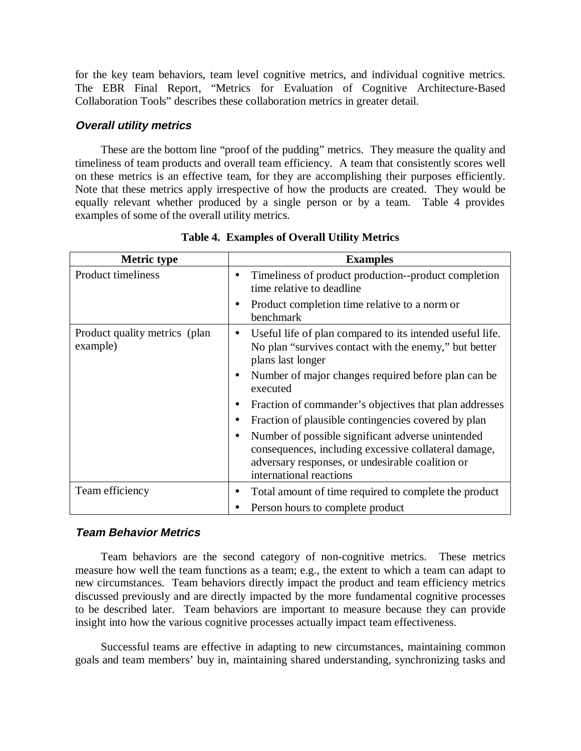for the key team behaviors, team level cognitive metrics, and individual cognitive metrics. The EBR Final Report, "Metrics for Evaluation of Cognitive Architecture-Based Collaboration Tools" describes these collaboration metrics in greater detail.

### *Overall utility metrics*

These are the bottom line "proof of the pudding" metrics. They measure the quality and timeliness of team products and overall team efficiency. A team that consistently scores well on these metrics is an effective team, for they are accomplishing their purposes efficiently. Note that these metrics apply irrespective of how the products are created. They would be equally relevant whether produced by a single person or by a team. Table 4 provides examples of some of the overall utility metrics.

**Table 4. Examples of Overall Utility Metrics**

| Metric type | Examples |
|---|---|
| Product timeliness | • Timeliness of product production--product completion time relative to deadline<br>• Product completion time relative to a norm or benchmark |
| Product quality metrics (plan example) | • Useful life of plan compared to its intended useful life. No plan "survives contact with the enemy," but better plans last longer<br>• Number of major changes required before plan can be executed<br>• Fraction of commander's objectives that plan addresses<br>• Fraction of plausible contingencies covered by plan<br>• Number of possible significant adverse unintended consequences, including excessive collateral damage, adversary responses, or undesirable coalition or international reactions |
| Team efficiency | • Total amount of time required to complete the product<br>• Person hours to complete product |

### *Team Behavior Metrics*

Team behaviors are the second category of non-cognitive metrics. These metrics measure how well the team functions as a team; e.g., the extent to which a team can adapt to new circumstances. Team behaviors directly impact the product and team efficiency metrics discussed previously and are directly impacted by the more fundamental cognitive processes to be described later. Team behaviors are important to measure because they can provide insight into how the various cognitive processes actually impact team effectiveness.

Successful teams are effective in adapting to new circumstances, maintaining common goals and team members' buy in, maintaining shared understanding, synchronizing tasks and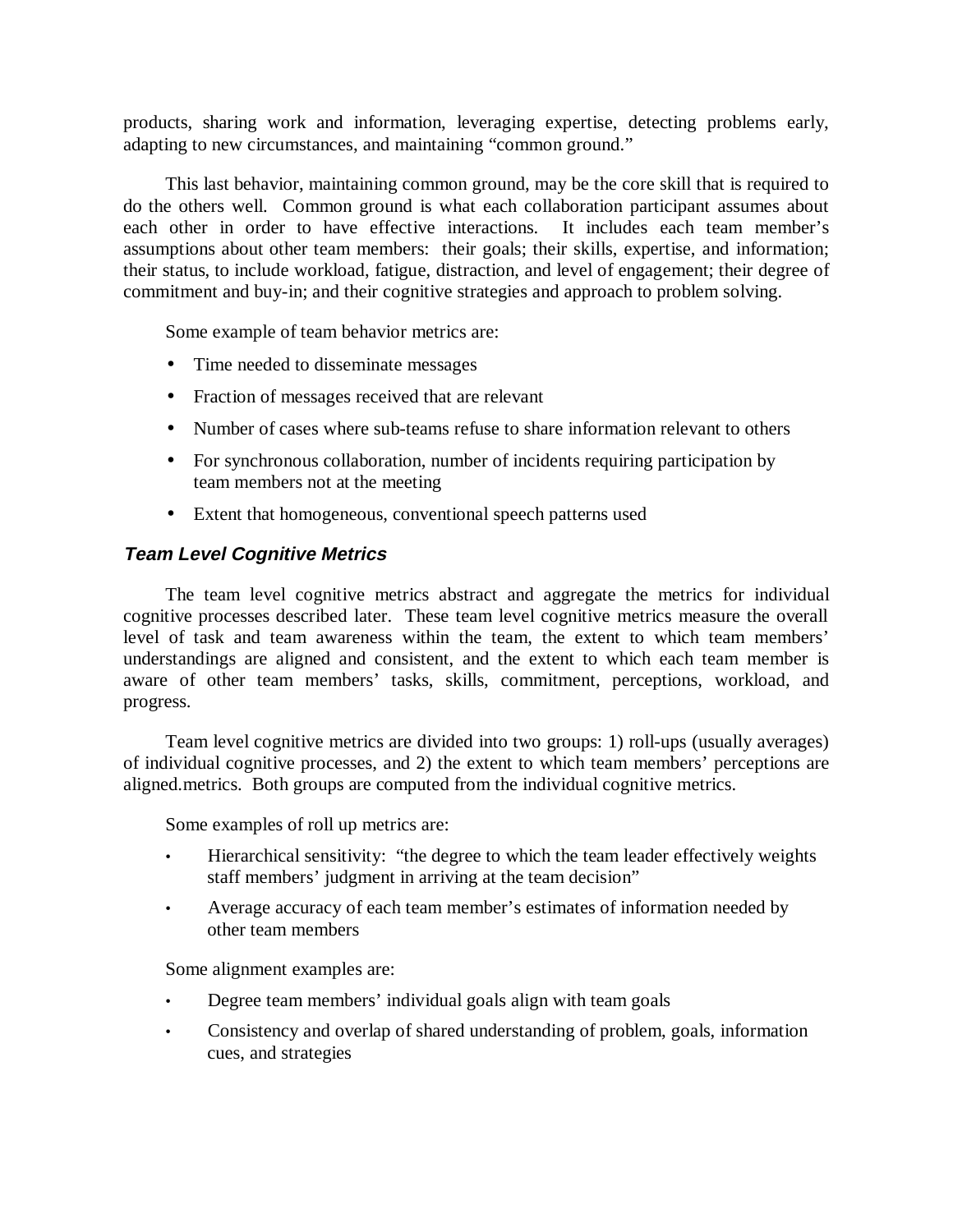products, sharing work and information, leveraging expertise, detecting problems early, adapting to new circumstances, and maintaining "common ground."

This last behavior, maintaining common ground, may be the core skill that is required to do the others well. Common ground is what each collaboration participant assumes about each other in order to have effective interactions. It includes each team member's assumptions about other team members: their goals; their skills, expertise, and information; their status, to include workload, fatigue, distraction, and level of engagement; their degree of commitment and buy-in; and their cognitive strategies and approach to problem solving.

Some example of team behavior metrics are:

- Time needed to disseminate messages
- Fraction of messages received that are relevant
- Number of cases where sub-teams refuse to share information relevant to others
- For synchronous collaboration, number of incidents requiring participation by team members not at the meeting
- Extent that homogeneous, conventional speech patterns used

### *Team Level Cognitive Metrics*

The team level cognitive metrics abstract and aggregate the metrics for individual cognitive processes described later. These team level cognitive metrics measure the overall level of task and team awareness within the team, the extent to which team members' understandings are aligned and consistent, and the extent to which each team member is aware of other team members' tasks, skills, commitment, perceptions, workload, and progress.

Team level cognitive metrics are divided into two groups: 1) roll-ups (usually averages) of individual cognitive processes, and 2) the extent to which team members' perceptions are aligned.metrics. Both groups are computed from the individual cognitive metrics.

Some examples of roll up metrics are:

- Hierarchical sensitivity: "the degree to which the team leader effectively weights staff members' judgment in arriving at the team decision"
- Average accuracy of each team member's estimates of information needed by other team members

Some alignment examples are:

- Degree team members' individual goals align with team goals
- Consistency and overlap of shared understanding of problem, goals, information cues, and strategies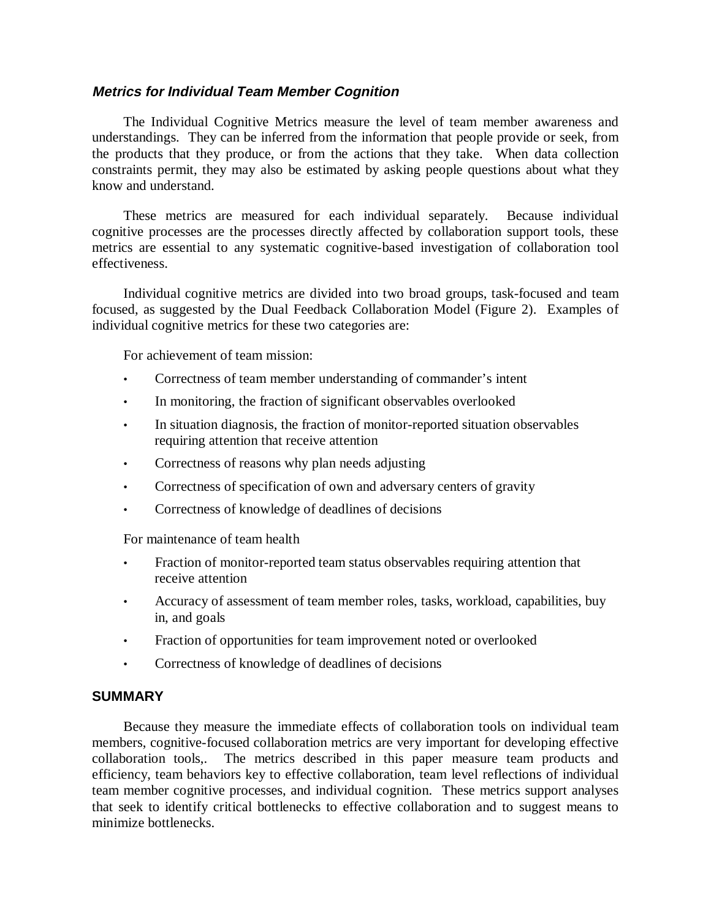### ***Metrics for Individual Team Member Cognition***

The Individual Cognitive Metrics measure the level of team member awareness and understandings. They can be inferred from the information that people provide or seek, from the products that they produce, or from the actions that they take. When data collection constraints permit, they may also be estimated by asking people questions about what they know and understand.

These metrics are measured for each individual separately. Because individual cognitive processes are the processes directly affected by collaboration support tools, these metrics are essential to any systematic cognitive-based investigation of collaboration tool effectiveness.

Individual cognitive metrics are divided into two broad groups, task-focused and team focused, as suggested by the Dual Feedback Collaboration Model (Figure 2). Examples of individual cognitive metrics for these two categories are:

For achievement of team mission:

- Correctness of team member understanding of commander's intent
- In monitoring, the fraction of significant observables overlooked
- In situation diagnosis, the fraction of monitor-reported situation observables requiring attention that receive attention
- Correctness of reasons why plan needs adjusting
- Correctness of specification of own and adversary centers of gravity
- Correctness of knowledge of deadlines of decisions

For maintenance of team health

- Fraction of monitor-reported team status observables requiring attention that receive attention
- Accuracy of assessment of team member roles, tasks, workload, capabilities, buy in, and goals
- Fraction of opportunities for team improvement noted or overlooked
- Correctness of knowledge of deadlines of decisions

## SUMMARY

Because they measure the immediate effects of collaboration tools on individual team members, cognitive-focused collaboration metrics are very important for developing effective collaboration tools,. The metrics described in this paper measure team products and efficiency, team behaviors key to effective collaboration, team level reflections of individual team member cognitive processes, and individual cognition. These metrics support analyses that seek to identify critical bottlenecks to effective collaboration and to suggest means to minimize bottlenecks.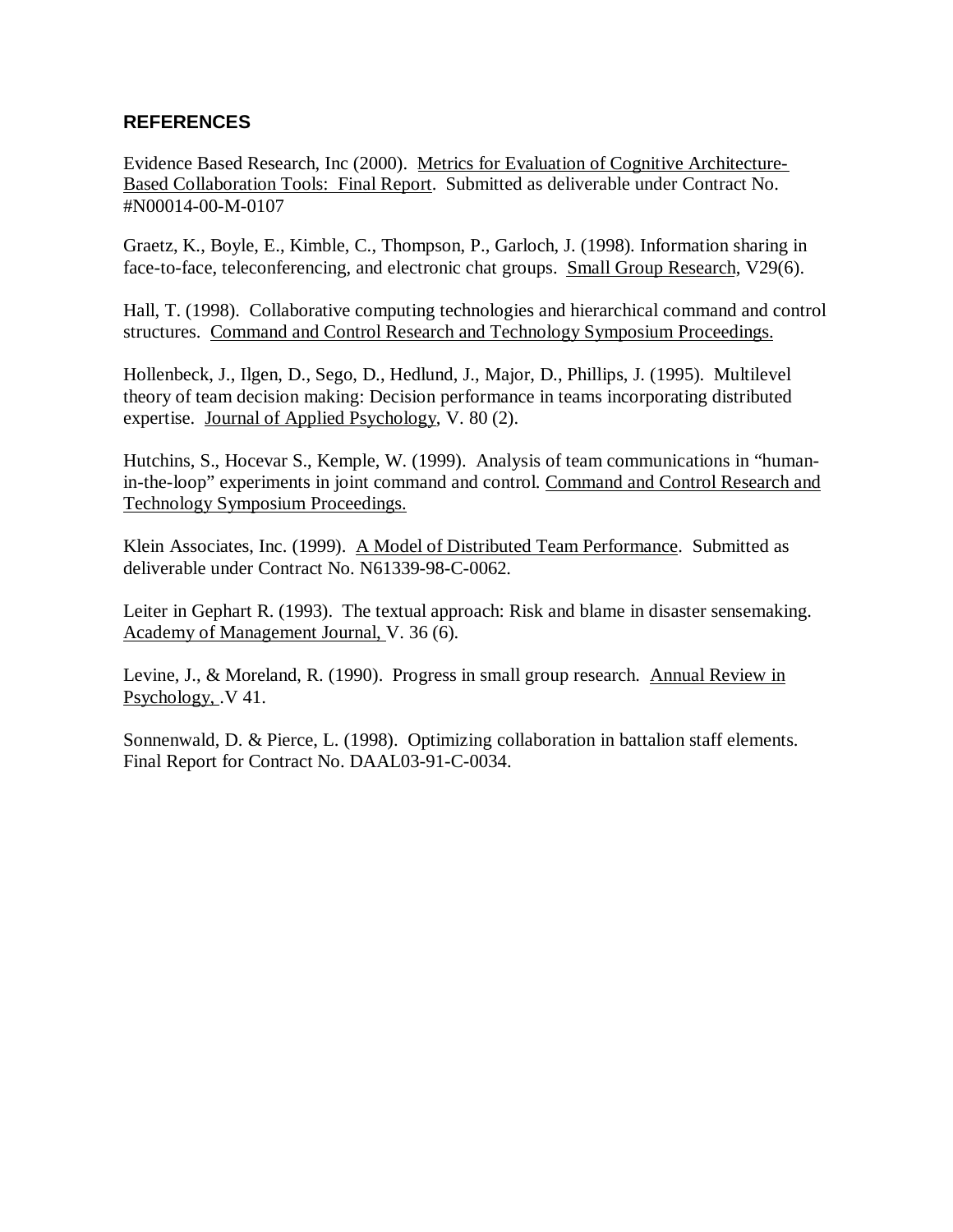## REFERENCES

Evidence Based Research, Inc (2000). Metrics for Evaluation of Cognitive Architecture-Based Collaboration Tools: Final Report. Submitted as deliverable under Contract No. #N00014-00-M-0107

Graetz, K., Boyle, E., Kimble, C., Thompson, P., Garloch, J. (1998). Information sharing in face-to-face, teleconferencing, and electronic chat groups. Small Group Research, V29(6).

Hall, T. (1998). Collaborative computing technologies and hierarchical command and control structures. Command and Control Research and Technology Symposium Proceedings.

Hollenbeck, J., Ilgen, D., Sego, D., Hedlund, J., Major, D., Phillips, J. (1995). Multilevel theory of team decision making: Decision performance in teams incorporating distributed expertise. Journal of Applied Psychology, V. 80 (2).

Hutchins, S., Hocevar S., Kemple, W. (1999). Analysis of team communications in "human-in-the-loop" experiments in joint command and control. Command and Control Research and Technology Symposium Proceedings.

Klein Associates, Inc. (1999). A Model of Distributed Team Performance. Submitted as deliverable under Contract No. N61339-98-C-0062.

Leiter in Gephart R. (1993). The textual approach: Risk and blame in disaster sensemaking. Academy of Management Journal, V. 36 (6).

Levine, J., & Moreland, R. (1990). Progress in small group research. Annual Review in Psychology, .V 41.

Sonnenwald, D. & Pierce, L. (1998). Optimizing collaboration in battalion staff elements. Final Report for Contract No. DAAL03-91-C-0034.